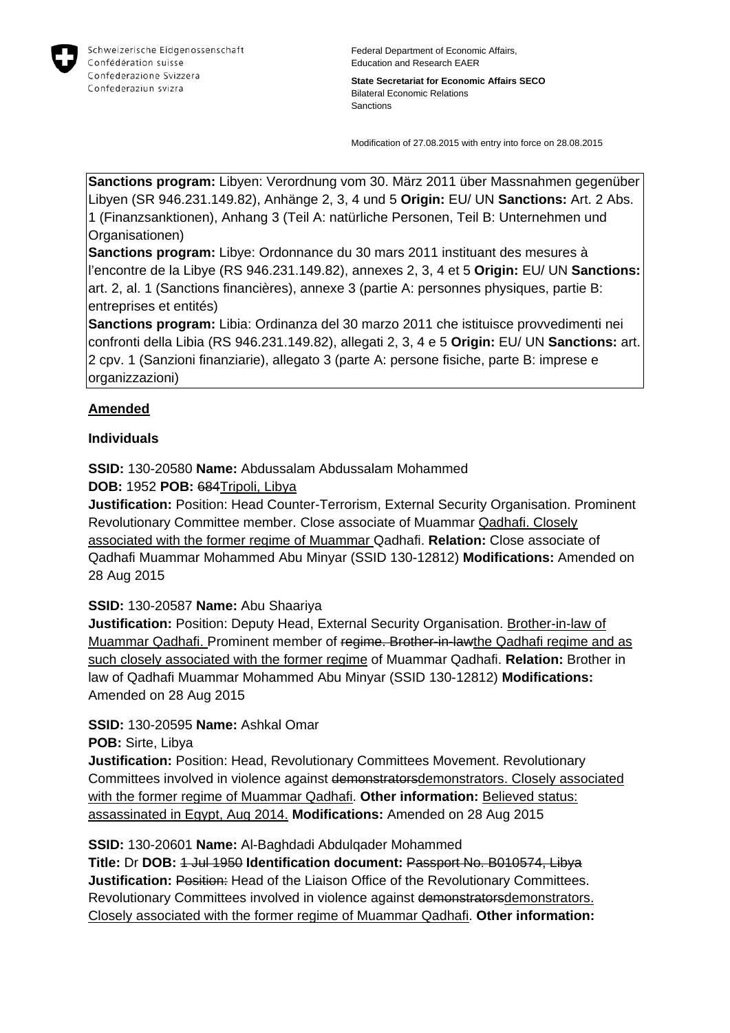Schweizerische Eidgenossenschaft
Confédération suisse
Confederazione Svizzera
Confederaziun svizra

Federal Department of Economic Affairs, Education and Research EAER

**State Secretariat for Economic Affairs SECO**
Bilateral Economic Relations
Sanctions

Modification of 27.08.2015 with entry into force on 28.08.2015

**Sanctions program:** Libyen: Verordnung vom 30. März 2011 über Massnahmen gegenüber Libyen (SR 946.231.149.82), Anhänge 2, 3, 4 und 5 **Origin:** EU/ UN **Sanctions:** Art. 2 Abs. 1 (Finanzsanktionen), Anhang 3 (Teil A: natürliche Personen, Teil B: Unternehmen und Organisationen)
**Sanctions program:** Libye: Ordonnance du 30 mars 2011 instituant des mesures à l'encontre de la Libye (RS 946.231.149.82), annexes 2, 3, 4 et 5 **Origin:** EU/ UN **Sanctions:** art. 2, al. 1 (Sanctions financières), annexe 3 (partie A: personnes physiques, partie B: entreprises et entités)
**Sanctions program:** Libia: Ordinanza del 30 marzo 2011 che istituisce provvedimenti nei confronti della Libia (RS 946.231.149.82), allegati 2, 3, 4 e 5 **Origin:** EU/ UN **Sanctions:** art. 2 cpv. 1 (Sanzioni finanziarie), allegato 3 (parte A: persone fisiche, parte B: imprese e organizzazioni)

**Amended**

**Individuals**

**SSID:** 130-20580 **Name:** Abdussalam Abdussalam Mohammed
**DOB:** 1952 **POB:** ~~684~~Tripoli, Libya
**Justification:** Position: Head Counter-Terrorism, External Security Organisation. Prominent Revolutionary Committee member. Close associate of Muammar Qadhafi. Closely associated with the former regime of Muammar Qadhafi. **Relation:** Close associate of Qadhafi Muammar Mohammed Abu Minyar (SSID 130-12812) **Modifications:** Amended on 28 Aug 2015

**SSID:** 130-20587 **Name:** Abu Shaariya
**Justification:** Position: Deputy Head, External Security Organisation. Brother-in-law of Muammar Qadhafi. Prominent member of ~~regime. Brother-in-law~~the Qadhafi regime and as such closely associated with the former regime of Muammar Qadhafi. **Relation:** Brother in law of Qadhafi Muammar Mohammed Abu Minyar (SSID 130-12812) **Modifications:** Amended on 28 Aug 2015

**SSID:** 130-20595 **Name:** Ashkal Omar
**POB:** Sirte, Libya
**Justification:** Position: Head, Revolutionary Committees Movement. Revolutionary Committees involved in violence against ~~demonstrators~~demonstrators. Closely associated with the former regime of Muammar Qadhafi. **Other information:** Believed status: assassinated in Egypt, Aug 2014. **Modifications:** Amended on 28 Aug 2015

**SSID:** 130-20601 **Name:** Al-Baghdadi Abdulqader Mohammed
**Title:** Dr **DOB:** ~~1 Jul 1950~~ **Identification document:** ~~Passport No. B010574, Libya~~
**Justification:** ~~Position:~~ Head of the Liaison Office of the Revolutionary Committees. Revolutionary Committees involved in violence against ~~demonstrators~~demonstrators. Closely associated with the former regime of Muammar Qadhafi. **Other information:**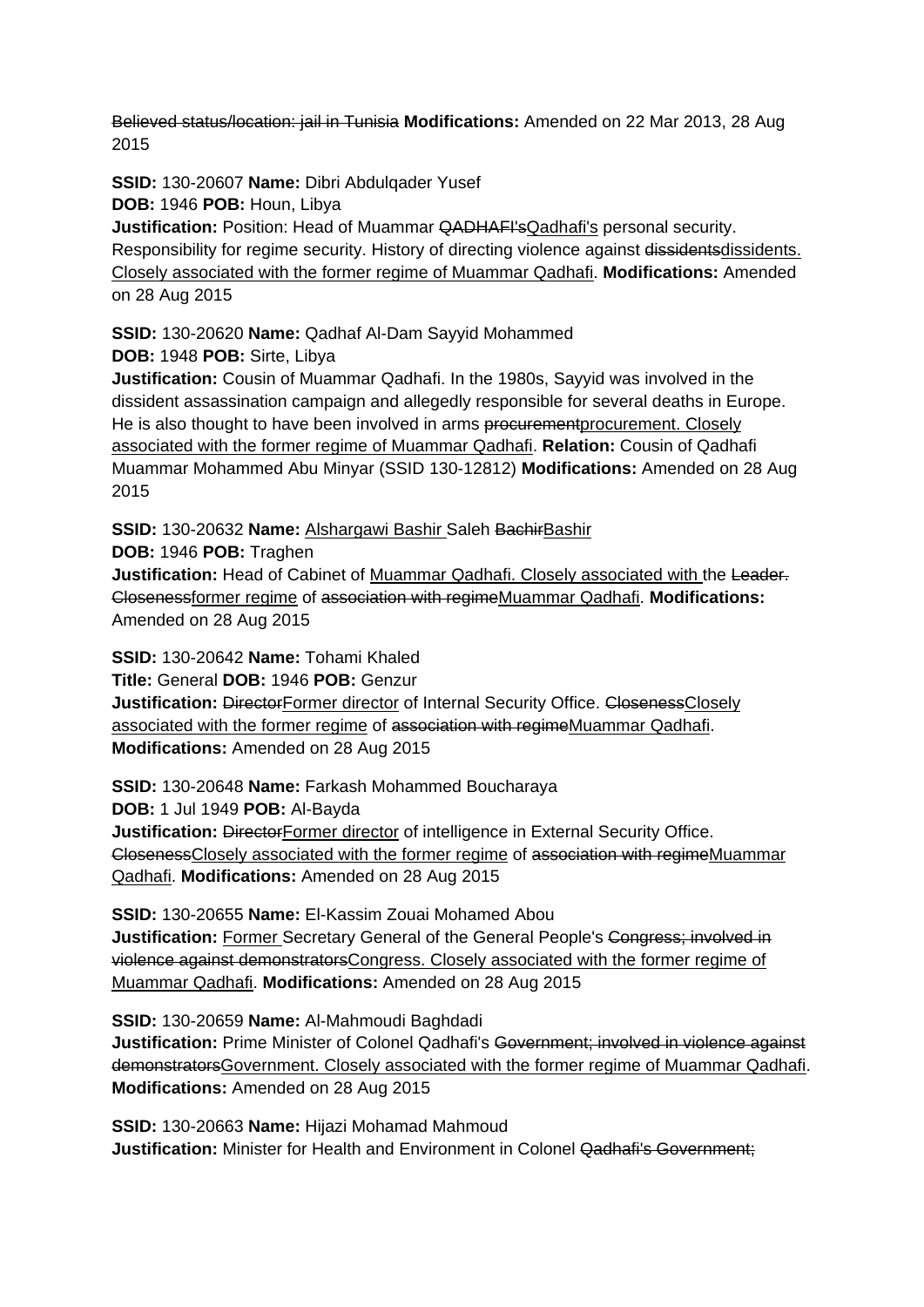~~Believed status/location: jail in Tunisia~~ **Modifications:** Amended on 22 Mar 2013, 28 Aug 2015

**SSID:** 130-20607 **Name:** Dibri Abdulqader Yusef
**DOB:** 1946 **POB:** Houn, Libya
**Justification:** Position: Head of Muammar ~~QADHAFI's~~Qadhafi's personal security. Responsibility for regime security. History of directing violence against ~~dissidents~~dissidents. Closely associated with the former regime of Muammar Qadhafi. **Modifications:** Amended on 28 Aug 2015

**SSID:** 130-20620 **Name:** Qadhaf Al-Dam Sayyid Mohammed
**DOB:** 1948 **POB:** Sirte, Libya
**Justification:** Cousin of Muammar Qadhafi. In the 1980s, Sayyid was involved in the dissident assassination campaign and allegedly responsible for several deaths in Europe. He is also thought to have been involved in arms ~~procurement~~procurement. Closely associated with the former regime of Muammar Qadhafi. **Relation:** Cousin of Qadhafi Muammar Mohammed Abu Minyar (SSID 130-12812) **Modifications:** Amended on 28 Aug 2015

**SSID:** 130-20632 **Name:** Alshargawi Bashir Saleh ~~Bachir~~Bashir
**DOB:** 1946 **POB:** Traghen
**Justification:** Head of Cabinet of Muammar Qadhafi. Closely associated with the ~~Leader. Closeness~~former regime of ~~association with regime~~Muammar Qadhafi. **Modifications:** Amended on 28 Aug 2015

**SSID:** 130-20642 **Name:** Tohami Khaled
**Title:** General **DOB:** 1946 **POB:** Genzur
**Justification:** ~~Director~~Former director of Internal Security Office. ~~Closeness~~Closely associated with the former regime of ~~association with regime~~Muammar Qadhafi. **Modifications:** Amended on 28 Aug 2015

**SSID:** 130-20648 **Name:** Farkash Mohammed Boucharaya
**DOB:** 1 Jul 1949 **POB:** Al-Bayda
**Justification:** ~~Director~~Former director of intelligence in External Security Office. ~~Closeness~~Closely associated with the former regime of ~~association with regime~~Muammar Qadhafi. **Modifications:** Amended on 28 Aug 2015

**SSID:** 130-20655 **Name:** El-Kassim Zouai Mohamed Abou
**Justification:** Former Secretary General of the General People's ~~Congress; involved in violence against demonstrators~~Congress. Closely associated with the former regime of Muammar Qadhafi. **Modifications:** Amended on 28 Aug 2015

**SSID:** 130-20659 **Name:** Al-Mahmoudi Baghdadi
**Justification:** Prime Minister of Colonel Qadhafi's ~~Government; involved in violence against demonstrators~~Government. Closely associated with the former regime of Muammar Qadhafi. **Modifications:** Amended on 28 Aug 2015

**SSID:** 130-20663 **Name:** Hijazi Mohamad Mahmoud
**Justification:** Minister for Health and Environment in Colonel ~~Qadhafi's Government;~~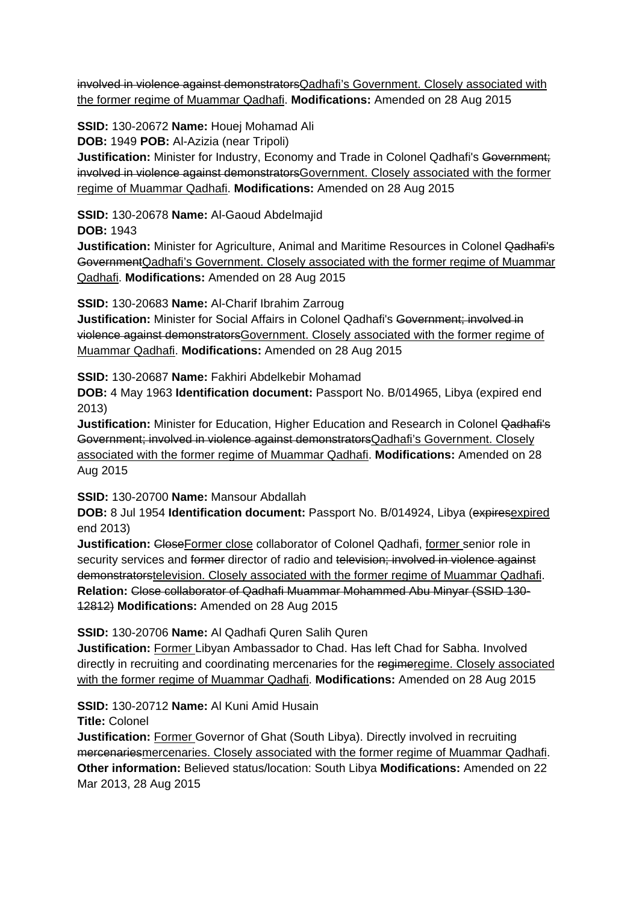~~involved in violence against demonstrators~~<u>Qadhafi's Government. Closely associated with the former regime of Muammar Qadhafi</u>. **Modifications:** Amended on 28 Aug 2015

**SSID:** 130-20672 **Name:** Houej Mohamad Ali
**DOB:** 1949 **POB:** Al-Azizia (near Tripoli)
**Justification:** Minister for Industry, Economy and Trade in Colonel Qadhafi's ~~Government; involved in violence against demonstrators~~<u>Government. Closely associated with the former regime of Muammar Qadhafi</u>. **Modifications:** Amended on 28 Aug 2015

**SSID:** 130-20678 **Name:** Al-Gaoud Abdelmajid
**DOB:** 1943
**Justification:** Minister for Agriculture, Animal and Maritime Resources in Colonel ~~Qadhafi's Government~~<u>Qadhafi's Government. Closely associated with the former regime of Muammar Qadhafi</u>. **Modifications:** Amended on 28 Aug 2015

**SSID:** 130-20683 **Name:** Al-Charif Ibrahim Zarroug
**Justification:** Minister for Social Affairs in Colonel Qadhafi's ~~Government; involved in violence against demonstrators~~<u>Government. Closely associated with the former regime of Muammar Qadhafi</u>. **Modifications:** Amended on 28 Aug 2015

**SSID:** 130-20687 **Name:** Fakhiri Abdelkebir Mohamad
**DOB:** 4 May 1963 **Identification document:** Passport No. B/014965, Libya (expired end 2013)
**Justification:** Minister for Education, Higher Education and Research in Colonel ~~Qadhafi's Government; involved in violence against demonstrators~~<u>Qadhafi's Government. Closely associated with the former regime of Muammar Qadhafi</u>. **Modifications:** Amended on 28 Aug 2015

**SSID:** 130-20700 **Name:** Mansour Abdallah
**DOB:** 8 Jul 1954 **Identification document:** Passport No. B/014924, Libya (~~expires~~<u>expired</u> end 2013)
**Justification:** ~~Close~~<u>Former close</u> collaborator of Colonel Qadhafi, <u>former</u> senior role in security services and ~~former~~ director of radio and ~~television; involved in violence against demonstrators~~<u>television. Closely associated with the former regime of Muammar Qadhafi</u>.
**Relation:** ~~Close collaborator of Qadhafi Muammar Mohammed Abu Minyar (SSID 130-12812)~~ **Modifications:** Amended on 28 Aug 2015

**SSID:** 130-20706 **Name:** Al Qadhafi Quren Salih Quren
**Justification:** <u>Former</u> Libyan Ambassador to Chad. Has left Chad for Sabha. Involved directly in recruiting and coordinating mercenaries for the ~~regime~~<u>regime. Closely associated with the former regime of Muammar Qadhafi</u>. **Modifications:** Amended on 28 Aug 2015

**SSID:** 130-20712 **Name:** Al Kuni Amid Husain
**Title:** Colonel
**Justification:** <u>Former</u> Governor of Ghat (South Libya). Directly involved in recruiting ~~mercenaries~~<u>mercenaries. Closely associated with the former regime of Muammar Qadhafi</u>.
**Other information:** Believed status/location: South Libya **Modifications:** Amended on 22 Mar 2013, 28 Aug 2015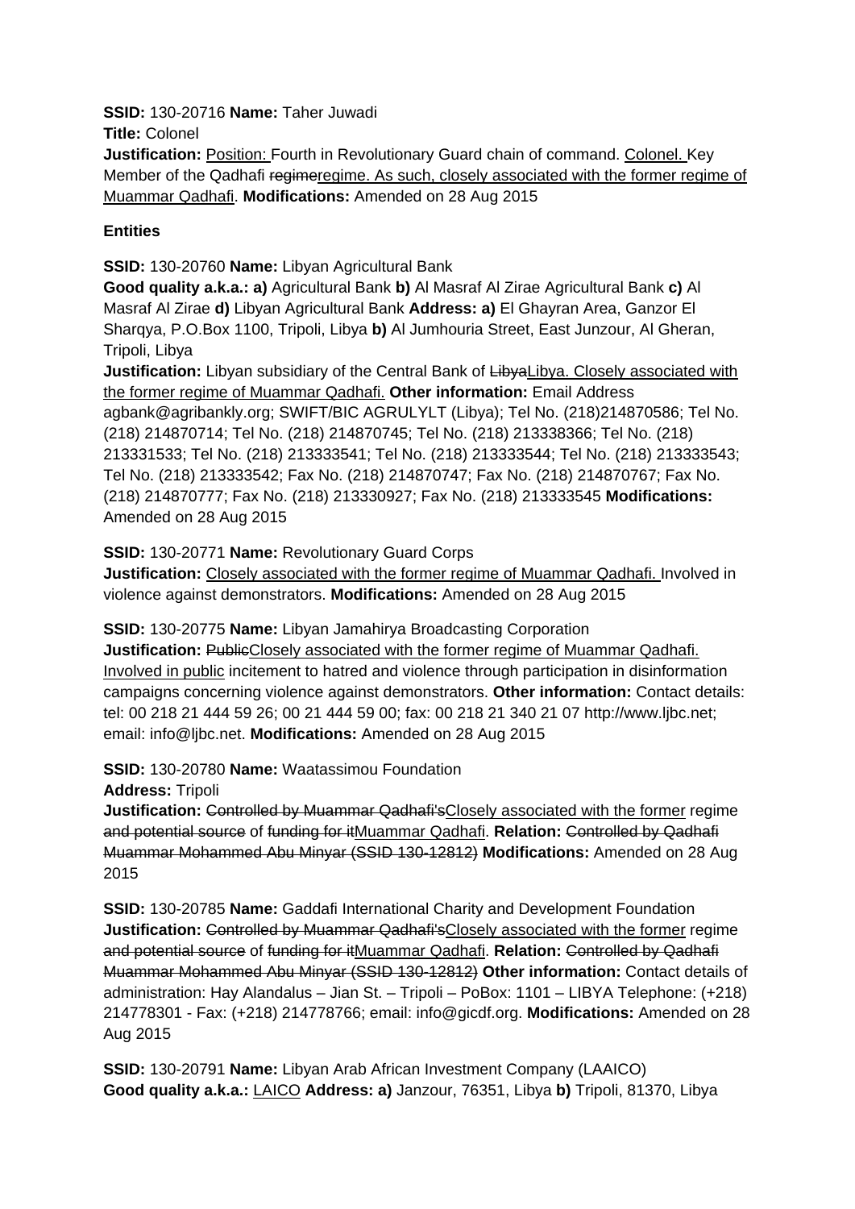**SSID:** 130-20716 **Name:** Taher Juwadi
**Title:** Colonel
**Justification:** <u>Position: </u>Fourth in Revolutionary Guard chain of command. <u>Colonel. </u>Key Member of the Qadhafi ~~regime~~<u>regime. As such, closely associated with the former regime of Muammar Qadhafi</u>. **Modifications:** Amended on 28 Aug 2015

**Entities**

**SSID:** 130-20760 **Name:** Libyan Agricultural Bank
**Good quality a.k.a.: a)** Agricultural Bank **b)** Al Masraf Al Zirae Agricultural Bank **c)** Al Masraf Al Zirae **d)** Libyan Agricultural Bank **Address: a)** El Ghayran Area, Ganzor El Sharqya, P.O.Box 1100, Tripoli, Libya **b)** Al Jumhouria Street, East Junzour, Al Gheran, Tripoli, Libya
**Justification:** Libyan subsidiary of the Central Bank of ~~Libya~~<u>Libya. Closely associated with the former regime of Muammar Qadhafi.</u> **Other information:** Email Address agbank@agribankly.org; SWIFT/BIC AGRULYLT (Libya); Tel No. (218)214870586; Tel No. (218) 214870714; Tel No. (218) 214870745; Tel No. (218) 213338366; Tel No. (218) 213331533; Tel No. (218) 213333541; Tel No. (218) 213333544; Tel No. (218) 213333543; Tel No. (218) 213333542; Fax No. (218) 214870747; Fax No. (218) 214870767; Fax No. (218) 214870777; Fax No. (218) 213330927; Fax No. (218) 213333545 **Modifications:** Amended on 28 Aug 2015

**SSID:** 130-20771 **Name:** Revolutionary Guard Corps
**Justification:** <u>Closely associated with the former regime of Muammar Qadhafi. </u>Involved in violence against demonstrators. **Modifications:** Amended on 28 Aug 2015

**SSID:** 130-20775 **Name:** Libyan Jamahirya Broadcasting Corporation
**Justification:** ~~Public~~<u>Closely associated with the former regime of Muammar Qadhafi. Involved in public</u> incitement to hatred and violence through participation in disinformation campaigns concerning violence against demonstrators. **Other information:** Contact details: tel: 00 218 21 444 59 26; 00 21 444 59 00; fax: 00 218 21 340 21 07 http://www.ljbc.net; email: info@ljbc.net. **Modifications:** Amended on 28 Aug 2015

**SSID:** 130-20780 **Name:** Waatassimou Foundation
**Address:** Tripoli
**Justification:** ~~Controlled by Muammar Qadhafi's~~<u>Closely associated with the former</u> regime ~~and potential source~~ of ~~funding for it~~<u>Muammar Qadhafi</u>. **Relation:** ~~Controlled by Qadhafi Muammar Mohammed Abu Minyar (SSID 130-12812)~~ **Modifications:** Amended on 28 Aug 2015

**SSID:** 130-20785 **Name:** Gaddafi International Charity and Development Foundation
**Justification:** ~~Controlled by Muammar Qadhafi's~~<u>Closely associated with the former</u> regime ~~and potential source~~ of ~~funding for it~~<u>Muammar Qadhafi</u>. **Relation:** ~~Controlled by Qadhafi Muammar Mohammed Abu Minyar (SSID 130-12812)~~ **Other information:** Contact details of administration: Hay Alandalus – Jian St. – Tripoli – PoBox: 1101 – LIBYA Telephone: (+218) 214778301 - Fax: (+218) 214778766; email: info@gicdf.org. **Modifications:** Amended on 28 Aug 2015

**SSID:** 130-20791 **Name:** Libyan Arab African Investment Company (LAAICO)
**Good quality a.k.a.:** <u>LAICO</u> **Address: a)** Janzour, 76351, Libya **b)** Tripoli, 81370, Libya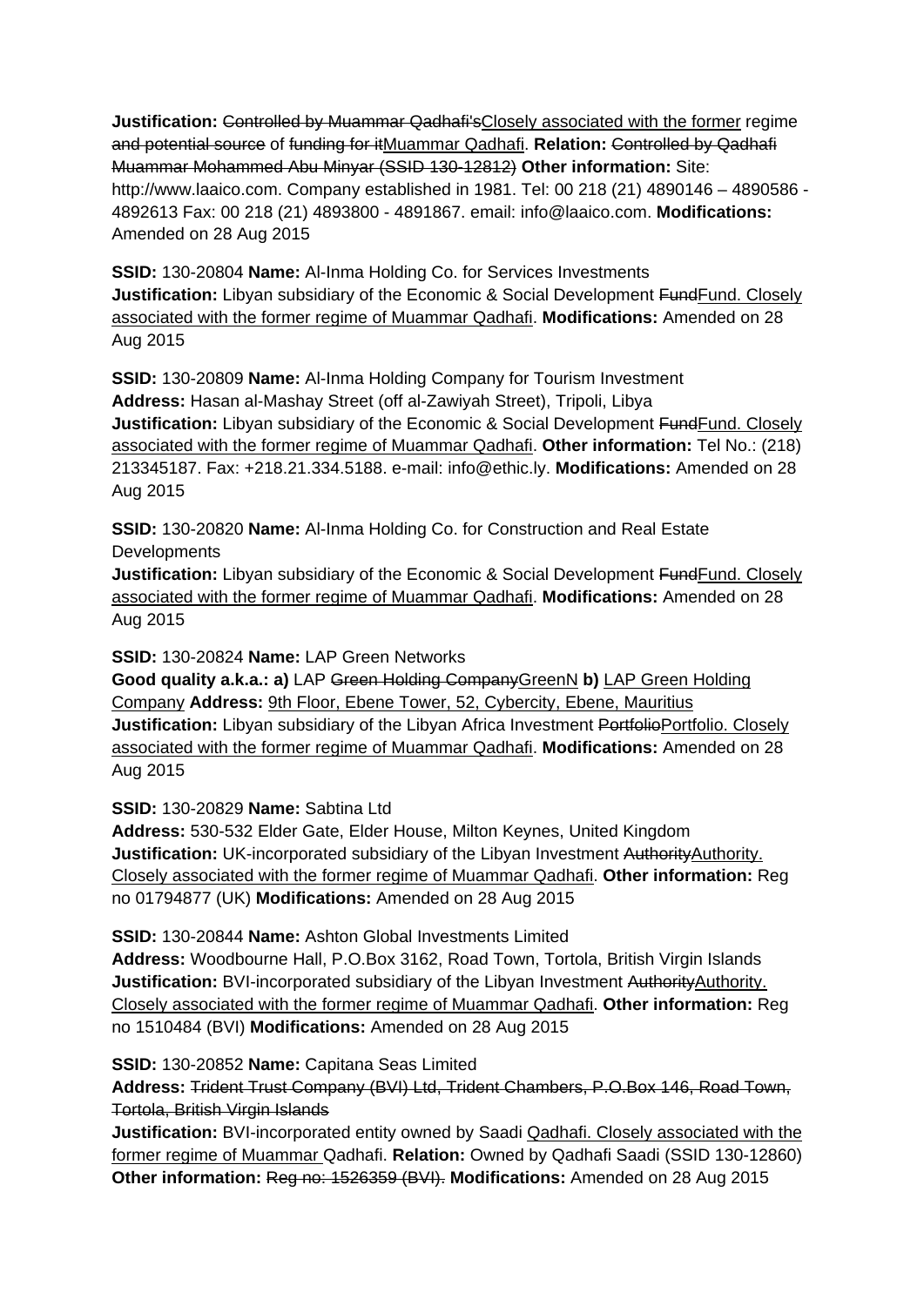**Justification:** ~~Controlled by Muammar Qadhafi's~~<u>Closely associated with the former</u> regime ~~and potential source~~ of ~~funding for it~~<u>Muammar Qadhafi</u>. **Relation:** ~~Controlled by Qadhafi Muammar Mohammed Abu Minyar (SSID 130-12812)~~ **Other information:** Site: http://www.laaico.com. Company established in 1981. Tel: 00 218 (21) 4890146 – 4890586 - 4892613 Fax: 00 218 (21) 4893800 - 4891867. email: info@laaico.com. **Modifications:** Amended on 28 Aug 2015

**SSID:** 130-20804 **Name:** Al-Inma Holding Co. for Services Investments
**Justification:** Libyan subsidiary of the Economic & Social Development ~~Fund~~<u>Fund. Closely associated with the former regime of Muammar Qadhafi</u>. **Modifications:** Amended on 28 Aug 2015

**SSID:** 130-20809 **Name:** Al-Inma Holding Company for Tourism Investment
**Address:** Hasan al-Mashay Street (off al-Zawiyah Street), Tripoli, Libya
**Justification:** Libyan subsidiary of the Economic & Social Development ~~Fund~~<u>Fund. Closely associated with the former regime of Muammar Qadhafi</u>. **Other information:** Tel No.: (218) 213345187. Fax: +218.21.334.5188. e-mail: info@ethic.ly. **Modifications:** Amended on 28 Aug 2015

**SSID:** 130-20820 **Name:** Al-Inma Holding Co. for Construction and Real Estate Developments
**Justification:** Libyan subsidiary of the Economic & Social Development ~~Fund~~<u>Fund. Closely associated with the former regime of Muammar Qadhafi</u>. **Modifications:** Amended on 28 Aug 2015

**SSID:** 130-20824 **Name:** LAP Green Networks
**Good quality a.k.a.: a)** LAP ~~Green Holding Company~~<u>GreenN</u> **b)** <u>LAP Green Holding Company</u> **Address:** <u>9th Floor, Ebene Tower, 52, Cybercity, Ebene, Mauritius</u>
**Justification:** Libyan subsidiary of the Libyan Africa Investment ~~Portfolio~~<u>Portfolio. Closely associated with the former regime of Muammar Qadhafi</u>. **Modifications:** Amended on 28 Aug 2015

**SSID:** 130-20829 **Name:** Sabtina Ltd
**Address:** 530-532 Elder Gate, Elder House, Milton Keynes, United Kingdom
**Justification:** UK-incorporated subsidiary of the Libyan Investment ~~Authority~~<u>Authority. Closely associated with the former regime of Muammar Qadhafi</u>. **Other information:** Reg no 01794877 (UK) **Modifications:** Amended on 28 Aug 2015

**SSID:** 130-20844 **Name:** Ashton Global Investments Limited
**Address:** Woodbourne Hall, P.O.Box 3162, Road Town, Tortola, British Virgin Islands
**Justification:** BVI-incorporated subsidiary of the Libyan Investment ~~Authority~~<u>Authority. Closely associated with the former regime of Muammar Qadhafi</u>. **Other information:** Reg no 1510484 (BVI) **Modifications:** Amended on 28 Aug 2015

**SSID:** 130-20852 **Name:** Capitana Seas Limited
**Address:** ~~Trident Trust Company (BVI) Ltd, Trident Chambers, P.O.Box 146, Road Town, Tortola, British Virgin Islands~~
**Justification:** BVI-incorporated entity owned by Saadi <u>Qadhafi. Closely associated with the former regime of Muammar</u> Qadhafi. **Relation:** Owned by Qadhafi Saadi (SSID 130-12860) **Other information:** ~~Reg no: 1526359 (BVI).~~ **Modifications:** Amended on 28 Aug 2015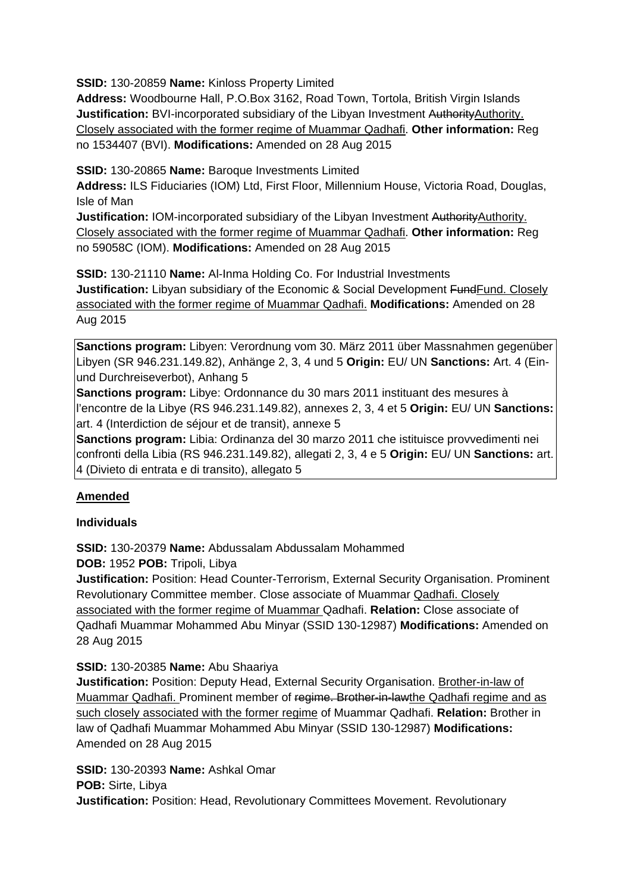**SSID:** 130-20859 **Name:** Kinloss Property Limited
**Address:** Woodbourne Hall, P.O.Box 3162, Road Town, Tortola, British Virgin Islands
**Justification:** BVI-incorporated subsidiary of the Libyan Investment ~~Authority~~<u>Authority. Closely associated with the former regime of Muammar Qadhafi</u>. **Other information:** Reg no 1534407 (BVI). **Modifications:** Amended on 28 Aug 2015

**SSID:** 130-20865 **Name:** Baroque Investments Limited
**Address:** ILS Fiduciaries (IOM) Ltd, First Floor, Millennium House, Victoria Road, Douglas, Isle of Man
**Justification:** IOM-incorporated subsidiary of the Libyan Investment ~~Authority~~<u>Authority. Closely associated with the former regime of Muammar Qadhafi</u>. **Other information:** Reg no 59058C (IOM). **Modifications:** Amended on 28 Aug 2015

**SSID:** 130-21110 **Name:** Al-Inma Holding Co. For Industrial Investments
**Justification:** Libyan subsidiary of the Economic & Social Development ~~Fund~~<u>Fund. Closely associated with the former regime of Muammar Qadhafi.</u> **Modifications:** Amended on 28 Aug 2015

**Sanctions program:** Libyen: Verordnung vom 30. März 2011 über Massnahmen gegenüber Libyen (SR 946.231.149.82), Anhänge 2, 3, 4 und 5 **Origin:** EU/ UN **Sanctions:** Art. 4 (Ein- und Durchreiseverbot), Anhang 5
**Sanctions program:** Libye: Ordonnance du 30 mars 2011 instituant des mesures à l'encontre de la Libye (RS 946.231.149.82), annexes 2, 3, 4 et 5 **Origin:** EU/ UN **Sanctions:** art. 4 (Interdiction de séjour et de transit), annexe 5
**Sanctions program:** Libia: Ordinanza del 30 marzo 2011 che istituisce provvedimenti nei confronti della Libia (RS 946.231.149.82), allegati 2, 3, 4 e 5 **Origin:** EU/ UN **Sanctions:** art. 4 (Divieto di entrata e di transito), allegato 5

**<u>Amended</u>**

**Individuals**

**SSID:** 130-20379 **Name:** Abdussalam Abdussalam Mohammed
**DOB:** 1952 **POB:** Tripoli, Libya
**Justification:** Position: Head Counter-Terrorism, External Security Organisation. Prominent Revolutionary Committee member. Close associate of Muammar <u>Qadhafi. Closely associated with the former regime of Muammar</u> Qadhafi. **Relation:** Close associate of Qadhafi Muammar Mohammed Abu Minyar (SSID 130-12987) **Modifications:** Amended on 28 Aug 2015

**SSID:** 130-20385 **Name:** Abu Shaariya
**Justification:** Position: Deputy Head, External Security Organisation. <u>Brother-in-law of Muammar Qadhafi.</u> Prominent member of ~~regime. Brother-in-law~~<u>the Qadhafi regime and as such closely associated with the former regime</u> of Muammar Qadhafi. **Relation:** Brother in law of Qadhafi Muammar Mohammed Abu Minyar (SSID 130-12987) **Modifications:** Amended on 28 Aug 2015

**SSID:** 130-20393 **Name:** Ashkal Omar
**POB:** Sirte, Libya
**Justification:** Position: Head, Revolutionary Committees Movement. Revolutionary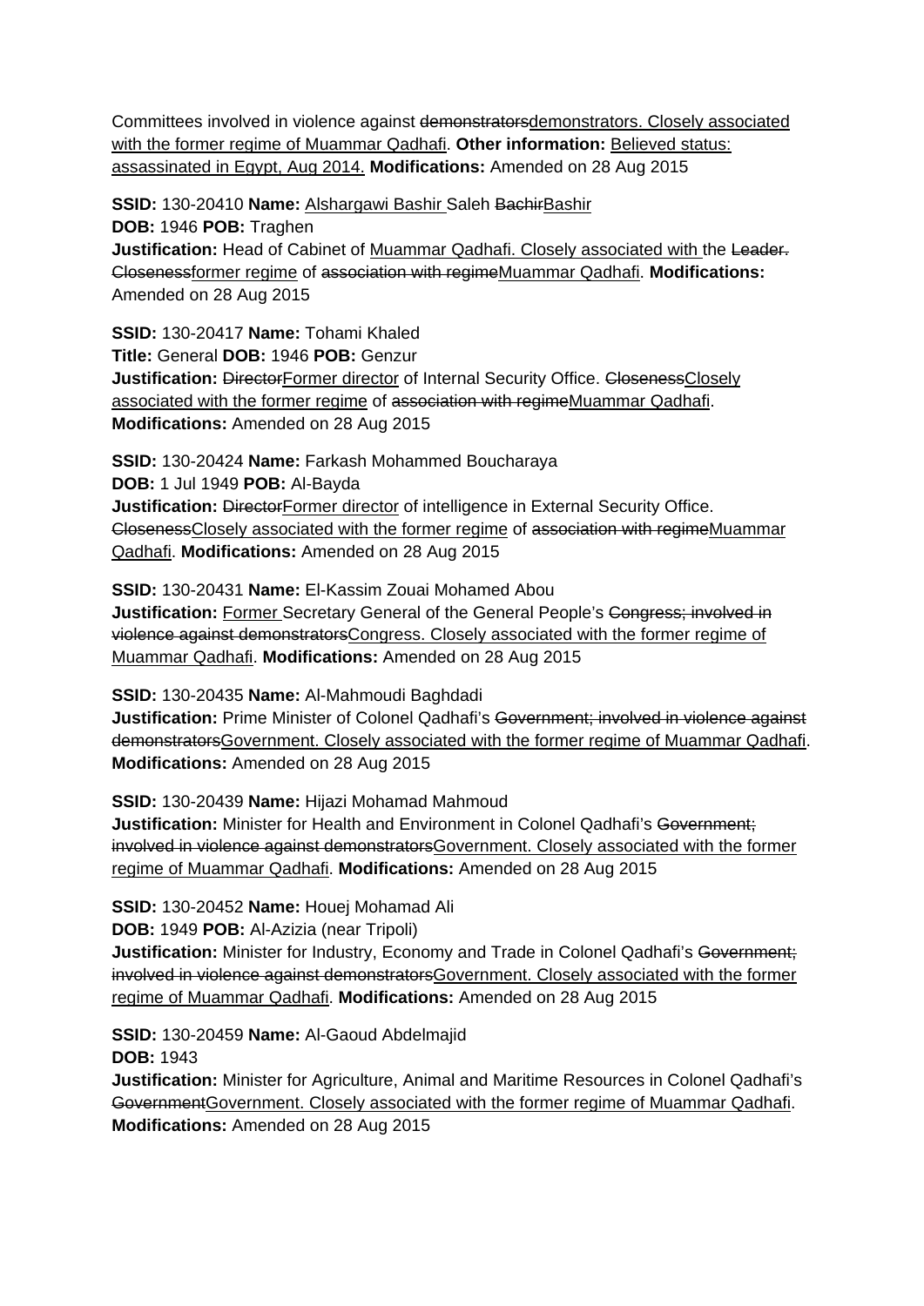Committees involved in violence against ~~demonstrators~~<u>demonstrators. Closely associated with the former regime of Muammar Qadhafi</u>. **Other information:** <u>Believed status: assassinated in Egypt, Aug 2014.</u> **Modifications:** Amended on 28 Aug 2015

**SSID:** 130-20410 **Name:** <u>Alshargawi Bashir </u>Saleh ~~Bachir~~<u>Bashir</u>
**DOB:** 1946 **POB:** Traghen
**Justification:** Head of Cabinet of <u>Muammar Qadhafi. Closely associated with </u>the ~~Leader. Closeness~~<u>former regime</u> of ~~association with regime~~<u>Muammar Qadhafi</u>. **Modifications:** Amended on 28 Aug 2015

**SSID:** 130-20417 **Name:** Tohami Khaled
**Title:** General **DOB:** 1946 **POB:** Genzur
**Justification:** ~~Director~~<u>Former director</u> of Internal Security Office. ~~Closeness~~<u>Closely associated with the former regime</u> of ~~association with regime~~<u>Muammar Qadhafi</u>. **Modifications:** Amended on 28 Aug 2015

**SSID:** 130-20424 **Name:** Farkash Mohammed Boucharaya
**DOB:** 1 Jul 1949 **POB:** Al-Bayda
**Justification:** ~~Director~~<u>Former director</u> of intelligence in External Security Office. ~~Closeness~~<u>Closely associated with the former regime</u> of ~~association with regime~~<u>Muammar Qadhafi</u>. **Modifications:** Amended on 28 Aug 2015

**SSID:** 130-20431 **Name:** El-Kassim Zouai Mohamed Abou
**Justification:** <u>Former </u>Secretary General of the General People's ~~Congress; involved in violence against demonstrators~~<u>Congress. Closely associated with the former regime of Muammar Qadhafi</u>. **Modifications:** Amended on 28 Aug 2015

**SSID:** 130-20435 **Name:** Al-Mahmoudi Baghdadi
**Justification:** Prime Minister of Colonel Qadhafi's ~~Government; involved in violence against demonstrators~~<u>Government. Closely associated with the former regime of Muammar Qadhafi</u>. **Modifications:** Amended on 28 Aug 2015

**SSID:** 130-20439 **Name:** Hijazi Mohamad Mahmoud
**Justification:** Minister for Health and Environment in Colonel Qadhafi's ~~Government; involved in violence against demonstrators~~<u>Government. Closely associated with the former regime of Muammar Qadhafi</u>. **Modifications:** Amended on 28 Aug 2015

**SSID:** 130-20452 **Name:** Houej Mohamad Ali
**DOB:** 1949 **POB:** Al-Azizia (near Tripoli)
**Justification:** Minister for Industry, Economy and Trade in Colonel Qadhafi's ~~Government; involved in violence against demonstrators~~<u>Government. Closely associated with the former regime of Muammar Qadhafi</u>. **Modifications:** Amended on 28 Aug 2015

**SSID:** 130-20459 **Name:** Al-Gaoud Abdelmajid
**DOB:** 1943
**Justification:** Minister for Agriculture, Animal and Maritime Resources in Colonel Qadhafi's ~~Government~~<u>Government. Closely associated with the former regime of Muammar Qadhafi</u>. **Modifications:** Amended on 28 Aug 2015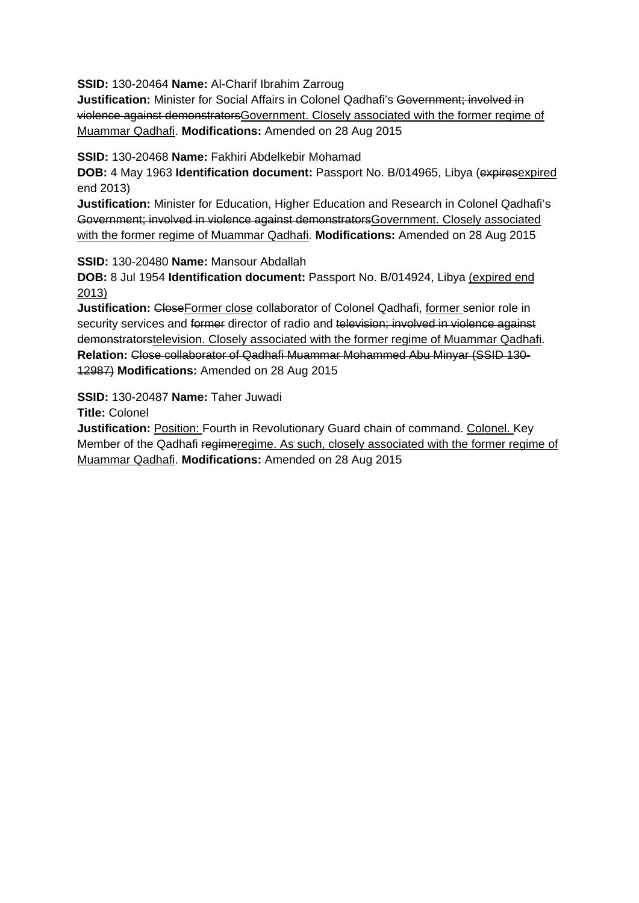**SSID:** 130-20464 **Name:** Al-Charif Ibrahim Zarroug
**Justification:** Minister for Social Affairs in Colonel Qadhafi's ~~Government; involved in violence against demonstrators~~<u>Government. Closely associated with the former regime of Muammar Qadhafi</u>. **Modifications:** Amended on 28 Aug 2015

**SSID:** 130-20468 **Name:** Fakhiri Abdelkebir Mohamad
**DOB:** 4 May 1963 **Identification document:** Passport No. B/014965, Libya (~~expires~~<u>expired</u> end 2013)
**Justification:** Minister for Education, Higher Education and Research in Colonel Qadhafi's ~~Government; involved in violence against demonstrators~~<u>Government. Closely associated with the former regime of Muammar Qadhafi</u>. **Modifications:** Amended on 28 Aug 2015

**SSID:** 130-20480 **Name:** Mansour Abdallah
**DOB:** 8 Jul 1954 **Identification document:** Passport No. B/014924, Libya <u>(expired end 2013)</u>
**Justification:** ~~Close~~<u>Former close</u> collaborator of Colonel Qadhafi, <u>former</u> senior role in security services and ~~former~~ director of radio and ~~television; involved in violence against demonstrators~~<u>television. Closely associated with the former regime of Muammar Qadhafi</u>.
**Relation:** ~~Close collaborator of Qadhafi Muammar Mohammed Abu Minyar (SSID 130-12987)~~ **Modifications:** Amended on 28 Aug 2015

**SSID:** 130-20487 **Name:** Taher Juwadi
**Title:** Colonel
**Justification:** <u>Position:</u> Fourth in Revolutionary Guard chain of command. <u>Colonel.</u> Key Member of the Qadhafi ~~regime~~<u>regime. As such, closely associated with the former regime of Muammar Qadhafi</u>. **Modifications:** Amended on 28 Aug 2015